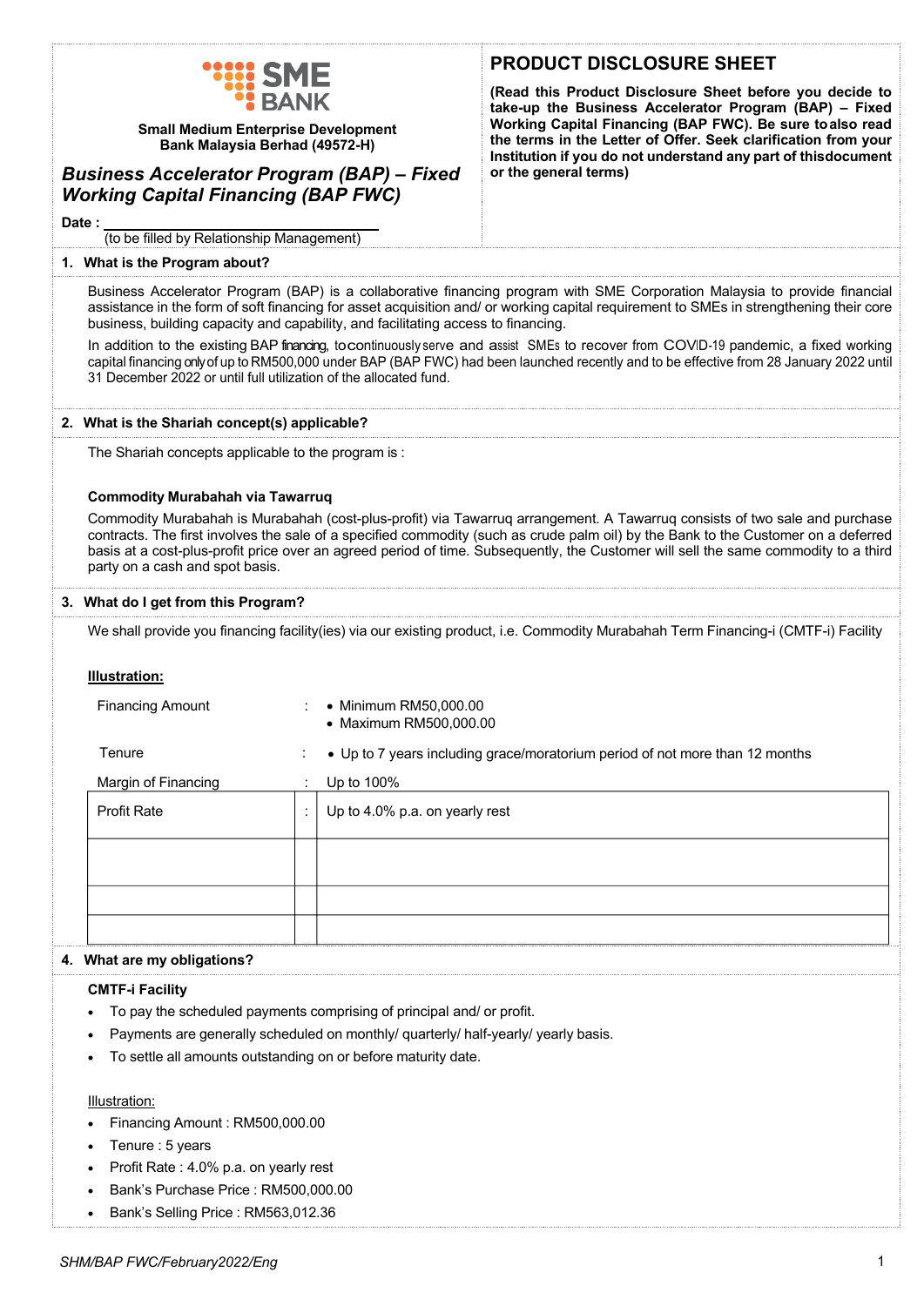SME BANK

**Small Medium Enterprise Development Bank Malaysia Berhad (49572-H)**

## *Business Accelerator Program (BAP) – Fixed Working Capital Financing (BAP FWC)*

**Date :** ____________________
(to be filled by Relationship Management)

# PRODUCT DISCLOSURE SHEET

**(Read this Product Disclosure Sheet before you decide to take-up the Business Accelerator Program (BAP) – Fixed Working Capital Financing (BAP FWC). Be sure to also read the terms in the Letter of Offer. Seek clarification from your Institution if you do not understand any part of this document or the general terms)**

### 1. What is the Program about?

Business Accelerator Program (BAP) is a collaborative financing program with SME Corporation Malaysia to provide financial assistance in the form of soft financing for asset acquisition and/ or working capital requirement to SMEs in strengthening their core business, building capacity and capability, and facilitating access to financing.

In addition to the existing BAP financing, to continuously serve and assist SMEs to recover from COVID-19 pandemic, a fixed working capital financing only of up to RM500,000 under BAP (BAP FWC) had been launched recently and to be effective from 28 January 2022 until 31 December 2022 or until full utilization of the allocated fund.

### 2. What is the Shariah concept(s) applicable?

The Shariah concepts applicable to the program is :

**Commodity Murabahah via Tawarruq**

Commodity Murabahah is Murabahah (cost-plus-profit) via Tawarruq arrangement. A Tawarruq consists of two sale and purchase contracts. The first involves the sale of a specified commodity (such as crude palm oil) by the Bank to the Customer on a deferred basis at a cost-plus-profit price over an agreed period of time. Subsequently, the Customer will sell the same commodity to a third party on a cash and spot basis.

### 3. What do I get from this Program?

We shall provide you financing facility(ies) via our existing product, i.e. Commodity Murabahah Term Financing-i (CMTF-i) Facility

**Illustration:**

| | | |
|---|---|---|
| Financing Amount | : | • Minimum RM50,000.00<br>• Maximum RM500,000.00 |
| Tenure | : | • Up to 7 years including grace/moratorium period of not more than 12 months |
| Margin of Financing | : | Up to 100% |
| Profit Rate | : | Up to 4.0% p.a. on yearly rest |
| | | |
| | | |
| | | |

### 4. What are my obligations?

**CMTF-i Facility**

- To pay the scheduled payments comprising of principal and/ or profit.
- Payments are generally scheduled on monthly/ quarterly/ half-yearly/ yearly basis.
- To settle all amounts outstanding on or before maturity date.

Illustration:

- Financing Amount : RM500,000.00
- Tenure : 5 years
- Profit Rate : 4.0% p.a. on yearly rest
- Bank's Purchase Price : RM500,000.00
- Bank's Selling Price : RM563,012.36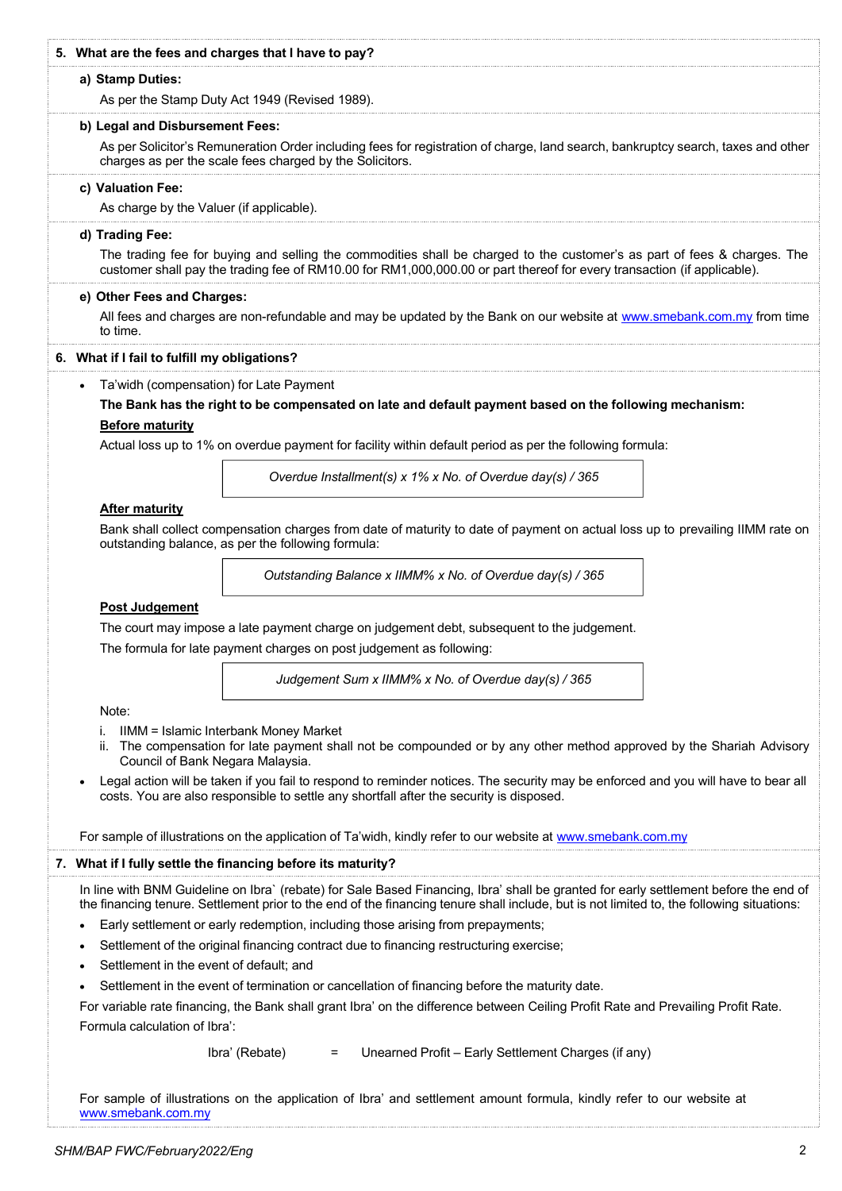## 5. What are the fees and charges that I have to pay?

### a) Stamp Duties:

As per the Stamp Duty Act 1949 (Revised 1989).

### b) Legal and Disbursement Fees:

As per Solicitor's Remuneration Order including fees for registration of charge, land search, bankruptcy search, taxes and other charges as per the scale fees charged by the Solicitors.

### c) Valuation Fee:

As charge by the Valuer (if applicable).

### d) Trading Fee:

The trading fee for buying and selling the commodities shall be charged to the customer's as part of fees & charges. The customer shall pay the trading fee of RM10.00 for RM1,000,000.00 or part thereof for every transaction (if applicable).

### e) Other Fees and Charges:

All fees and charges are non-refundable and may be updated by the Bank on our website at www.smebank.com.my from time to time.

## 6. What if I fail to fulfill my obligations?

- Ta'widh (compensation) for Late Payment

  **The Bank has the right to be compensated on late and default payment based on the following mechanism:**

  **Before maturity**

  Actual loss up to 1% on overdue payment for facility within default period as per the following formula:

  *Overdue Installment(s) x 1% x No. of Overdue day(s) / 365*

  **After maturity**

  Bank shall collect compensation charges from date of maturity to date of payment on actual loss up to prevailing IIMM rate on outstanding balance, as per the following formula:

  *Outstanding Balance x IIMM% x No. of Overdue day(s) / 365*

  **Post Judgement**

  The court may impose a late payment charge on judgement debt, subsequent to the judgement.

  The formula for late payment charges on post judgement as following:

  *Judgement Sum x IIMM% x No. of Overdue day(s) / 365*

  Note:

  i. IIMM = Islamic Interbank Money Market
  ii. The compensation for late payment shall not be compounded or by any other method approved by the Shariah Advisory Council of Bank Negara Malaysia.

- Legal action will be taken if you fail to respond to reminder notices. The security may be enforced and you will have to bear all costs. You are also responsible to settle any shortfall after the security is disposed.

For sample of illustrations on the application of Ta'widh, kindly refer to our website at www.smebank.com.my

## 7. What if I fully settle the financing before its maturity?

In line with BNM Guideline on Ibra` (rebate) for Sale Based Financing, Ibra' shall be granted for early settlement before the end of the financing tenure. Settlement prior to the end of the financing tenure shall include, but is not limited to, the following situations:

- Early settlement or early redemption, including those arising from prepayments;
- Settlement of the original financing contract due to financing restructuring exercise;
- Settlement in the event of default; and
- Settlement in the event of termination or cancellation of financing before the maturity date.

For variable rate financing, the Bank shall grant Ibra' on the difference between Ceiling Profit Rate and Prevailing Profit Rate.

Formula calculation of Ibra':

Ibra' (Rebate) = Unearned Profit – Early Settlement Charges (if any)

For sample of illustrations on the application of Ibra' and settlement amount formula, kindly refer to our website at www.smebank.com.my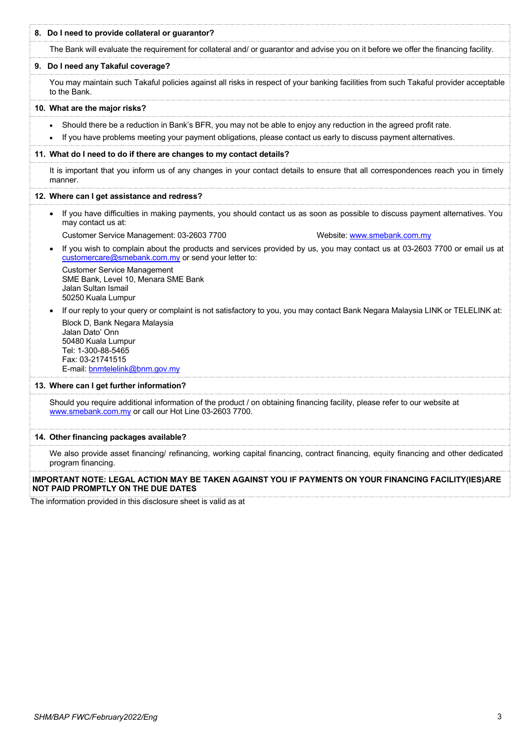**8. Do I need to provide collateral or guarantor?**

The Bank will evaluate the requirement for collateral and/ or guarantor and advise you on it before we offer the financing facility.

**9. Do I need any Takaful coverage?**

You may maintain such Takaful policies against all risks in respect of your banking facilities from such Takaful provider acceptable to the Bank.

**10. What are the major risks?**

- Should there be a reduction in Bank's BFR, you may not be able to enjoy any reduction in the agreed profit rate.
- If you have problems meeting your payment obligations, please contact us early to discuss payment alternatives.

**11. What do I need to do if there are changes to my contact details?**

It is important that you inform us of any changes in your contact details to ensure that all correspondences reach you in timely manner.

**12. Where can I get assistance and redress?**

- If you have difficulties in making payments, you should contact us as soon as possible to discuss payment alternatives. You may contact us at:

  Customer Service Management: 03-2603 7700 Website: www.smebank.com.my

- If you wish to complain about the products and services provided by us, you may contact us at 03-2603 7700 or email us at customercare@smebank.com.my or send your letter to:

  Customer Service Management
  SME Bank, Level 10, Menara SME Bank
  Jalan Sultan Ismail
  50250 Kuala Lumpur

- If our reply to your query or complaint is not satisfactory to you, you may contact Bank Negara Malaysia LINK or TELELINK at:

  Block D, Bank Negara Malaysia
  Jalan Dato' Onn
  50480 Kuala Lumpur
  Tel: 1-300-88-5465
  Fax: 03-21741515
  E-mail: bnmtelelink@bnm.gov.my

**13. Where can I get further information?**

Should you require additional information of the product / on obtaining financing facility, please refer to our website at www.smebank.com.my or call our Hot Line 03-2603 7700.

**14. Other financing packages available?**

We also provide asset financing/ refinancing, working capital financing, contract financing, equity financing and other dedicated program financing.

**IMPORTANT NOTE: LEGAL ACTION MAY BE TAKEN AGAINST YOU IF PAYMENTS ON YOUR FINANCING FACILITY(IES)ARE NOT PAID PROMPTLY ON THE DUE DATES**

The information provided in this disclosure sheet is valid as at